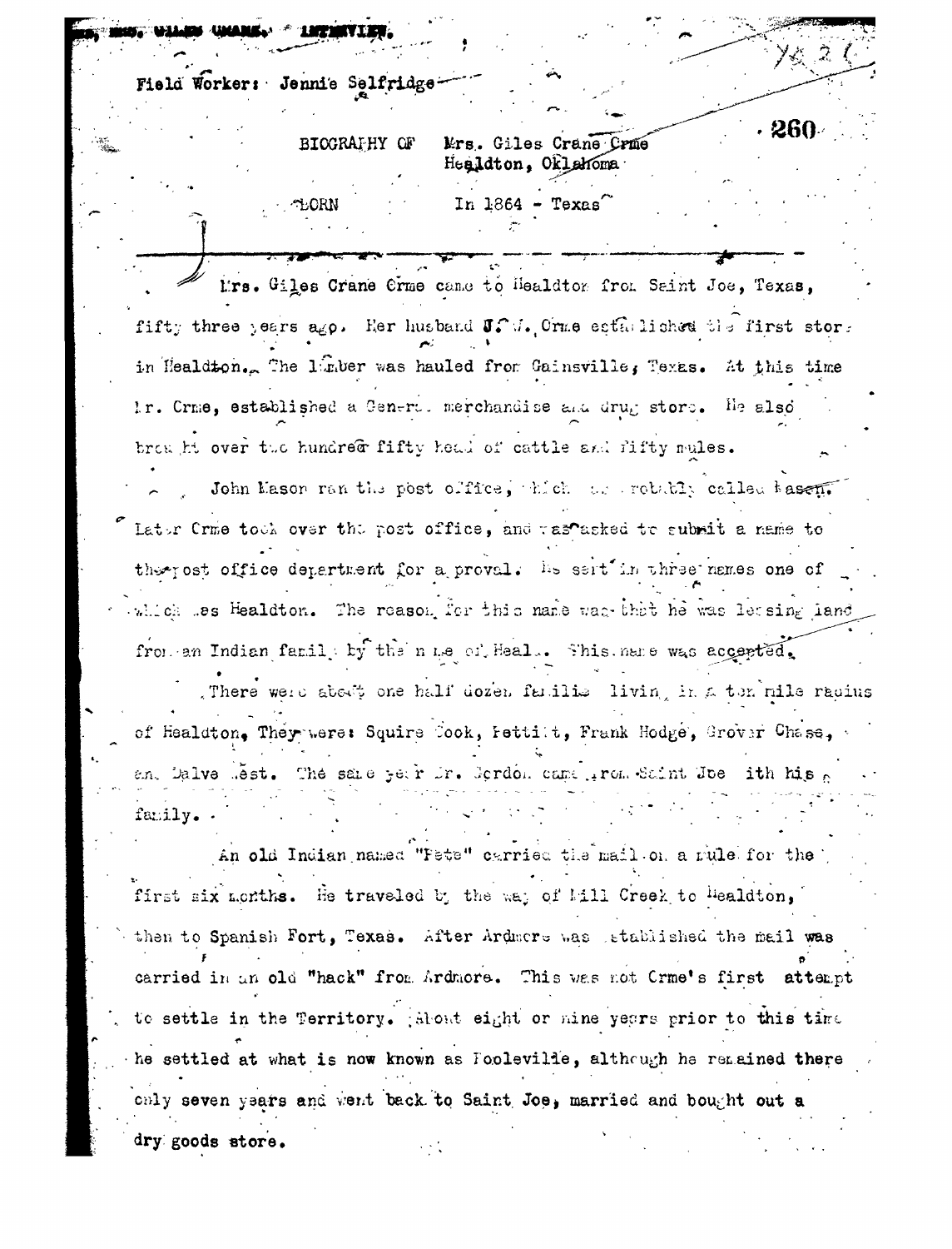ORME, MRS. GILES CRANE. INTERVIEW.

Field Worker: Jennie Selfridge

BIOGRAPHY OF Mrs. Giles Crane Orme
Healdton, Oklahoma

BORN In 1864 - Texas

---

Mrs. Giles Crane Orme came to Healdton from Saint Joe, Texas, fifty three years ago. Her husband J. W. Orme established the first store in Healdton. The lumber was hauled from Gainsville, Texas. At this time Mr. Orme, established a General merchandise and drug store. He also brought over two hundred fifty head of cattle and fifty mules.

John Mason ran the post office, which was probably called Mason. Later Orme took over the post office, and was asked to submit a name to the post office department for approval. He sent in three names one of which was Healdton. The reason for this name was that he was leasing land from an Indian family by the name of Heal. This name was accepted.

There were about one half dozen families living in a ten mile radius of Healdton. They were: Squire Cook, Pettitt, Frank Hodge, Grover Chase, and Dalve West. The same year Dr. Gordon came from Saint Joe with his family.

An old Indian named "Pete" carried the mail on a mule for the first six months. He traveled by the way of Mill Creek to Healdton, then to Spanish Fort, Texas. After Ardmore was established the mail was carried in an old "hack" from Ardmore. This was not Orme's first attempt to settle in the Territory. About eight or nine years prior to this time he settled at what is now known as Pooleville, although he remained there only seven years and went back to Saint Joe, married and bought out a dry goods store.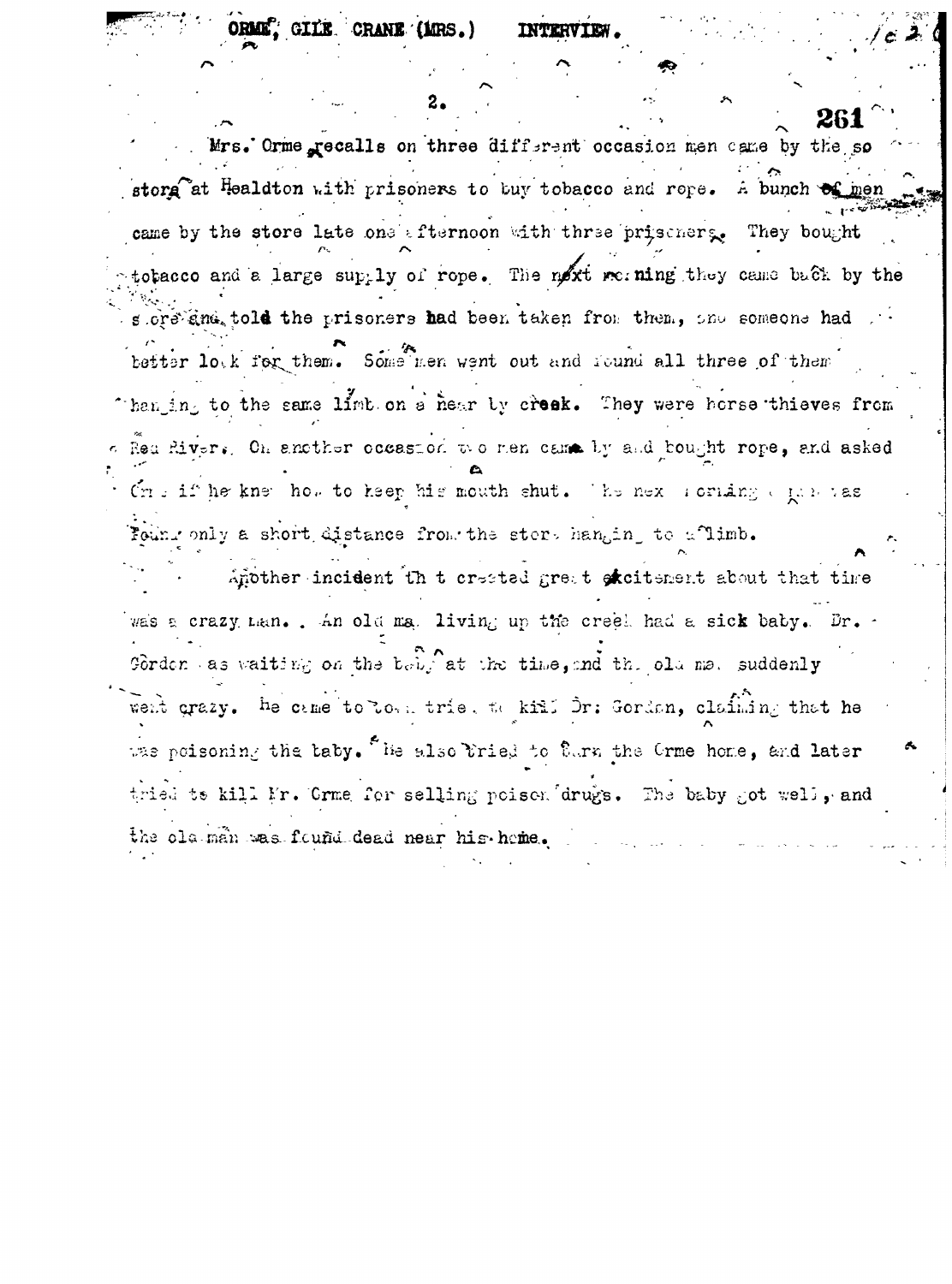Mrs. Orme recalls on three different occasion men came by the store at Healdton with prisoners to buy tobacco and rope. A bunch of men came by the store late one afternoon with three prisoners. They bought tobacco and a large supply of rope. The next morning they came back by the store and told the prisoners had been taken from them, and someone had better look for them. Some men went out and found all three of them hanging to the same limb on a near by creek. They were horse thieves from Red River. On another occasion two men came by and bought rope, and asked Orme if he knew how to keep his mouth shut. The next morning a man was found only a short distance from the store hanging to a limb.

Another incident that created great excitement about that time was a crazy man. An old man living up the creek had a sick baby. Dr. Gordon was waiting on the baby at the time, and the old man suddenly went crazy. He came to town tried to kill Dr. Gordon, claiming that he was poisoning the baby. He also tried to burn the Orme home, and later tried to kill Mr. Orme for selling poison drugs. The baby got well, and the old man was found dead near his home.